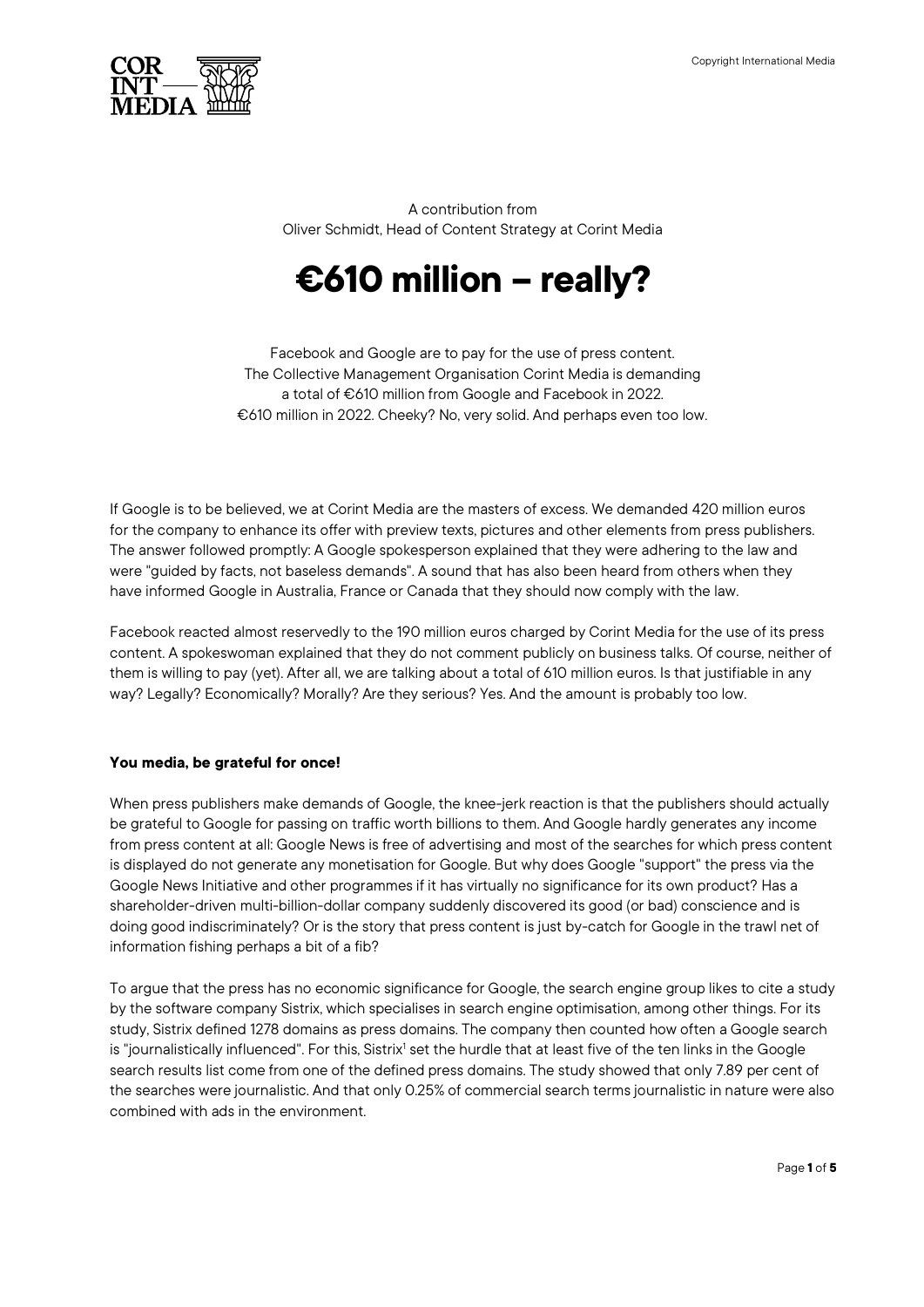A contribution from
Oliver Schmidt, Head of Content Strategy at Corint Media

# €610 million – really?

Facebook and Google are to pay for the use of press content.
The Collective Management Organisation Corint Media is demanding
a total of €610 million from Google and Facebook in 2022.
€610 million in 2022. Cheeky? No, very solid. And perhaps even too low.

If Google is to be believed, we at Corint Media are the masters of excess. We demanded 420 million euros for the company to enhance its offer with preview texts, pictures and other elements from press publishers. The answer followed promptly: A Google spokesperson explained that they were adhering to the law and were "guided by facts, not baseless demands". A sound that has also been heard from others when they have informed Google in Australia, France or Canada that they should now comply with the law.

Facebook reacted almost reservedly to the 190 million euros charged by Corint Media for the use of its press content. A spokeswoman explained that they do not comment publicly on business talks. Of course, neither of them is willing to pay (yet). After all, we are talking about a total of 610 million euros. Is that justifiable in any way? Legally? Economically? Morally? Are they serious? Yes. And the amount is probably too low.

**You media, be grateful for once!**

When press publishers make demands of Google, the knee-jerk reaction is that the publishers should actually be grateful to Google for passing on traffic worth billions to them. And Google hardly generates any income from press content at all: Google News is free of advertising and most of the searches for which press content is displayed do not generate any monetisation for Google. But why does Google "support" the press via the Google News Initiative and other programmes if it has virtually no significance for its own product? Has a shareholder-driven multi-billion-dollar company suddenly discovered its good (or bad) conscience and is doing good indiscriminately? Or is the story that press content is just by-catch for Google in the trawl net of information fishing perhaps a bit of a fib?

To argue that the press has no economic significance for Google, the search engine group likes to cite a study by the software company Sistrix, which specialises in search engine optimisation, among other things. For its study, Sistrix defined 1278 domains as press domains. The company then counted how often a Google search is "journalistically influenced". For this, Sistrix[1] set the hurdle that at least five of the ten links in the Google search results list come from one of the defined press domains. The study showed that only 7.89 per cent of the searches were journalistic. And that only 0.25% of commercial search terms journalistic in nature were also combined with ads in the environment.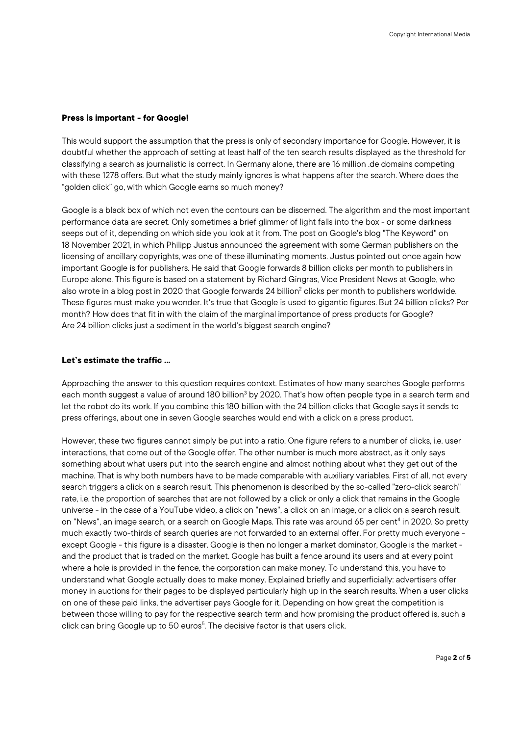**Press is important - for Google!**

This would support the assumption that the press is only of secondary importance for Google. However, it is doubtful whether the approach of setting at least half of the ten search results displayed as the threshold for classifying a search as journalistic is correct. In Germany alone, there are 16 million .de domains competing with these 1278 offers. But what the study mainly ignores is what happens after the search. Where does the "golden click" go, with which Google earns so much money?

Google is a black box of which not even the contours can be discerned. The algorithm and the most important performance data are secret. Only sometimes a brief glimmer of light falls into the box - or some darkness seeps out of it, depending on which side you look at it from. The post on Google's blog "The Keyword" on 18 November 2021, in which Philipp Justus announced the agreement with some German publishers on the licensing of ancillary copyrights, was one of these illuminating moments. Justus pointed out once again how important Google is for publishers. He said that Google forwards 8 billion clicks per month to publishers in Europe alone. This figure is based on a statement by Richard Gingras, Vice President News at Google, who also wrote in a blog post in 2020 that Google forwards 24 billion[2] clicks per month to publishers worldwide. These figures must make you wonder. It's true that Google is used to gigantic figures. But 24 billion clicks? Per month? How does that fit in with the claim of the marginal importance of press products for Google? Are 24 billion clicks just a sediment in the world's biggest search engine?

**Let's estimate the traffic ...**

Approaching the answer to this question requires context. Estimates of how many searches Google performs each month suggest a value of around 180 billion[3] by 2020. That's how often people type in a search term and let the robot do its work. If you combine this 180 billion with the 24 billion clicks that Google says it sends to press offerings, about one in seven Google searches would end with a click on a press product.

However, these two figures cannot simply be put into a ratio. One figure refers to a number of clicks, i.e. user interactions, that come out of the Google offer. The other number is much more abstract, as it only says something about what users put into the search engine and almost nothing about what they get out of the machine. That is why both numbers have to be made comparable with auxiliary variables. First of all, not every search triggers a click on a search result. This phenomenon is described by the so-called "zero-click search" rate, i.e. the proportion of searches that are not followed by a click or only a click that remains in the Google universe - in the case of a YouTube video, a click on "news", a click on an image, or a click on a search result. on "News", an image search, or a search on Google Maps. This rate was around 65 per cent[4] in 2020. So pretty much exactly two-thirds of search queries are not forwarded to an external offer. For pretty much everyone - except Google - this figure is a disaster. Google is then no longer a market dominator, Google is the market - and the product that is traded on the market. Google has built a fence around its users and at every point where a hole is provided in the fence, the corporation can make money. To understand this, you have to understand what Google actually does to make money. Explained briefly and superficially: advertisers offer money in auctions for their pages to be displayed particularly high up in the search results. When a user clicks on one of these paid links, the advertiser pays Google for it. Depending on how great the competition is between those willing to pay for the respective search term and how promising the product offered is, such a click can bring Google up to 50 euros[5]. The decisive factor is that users click.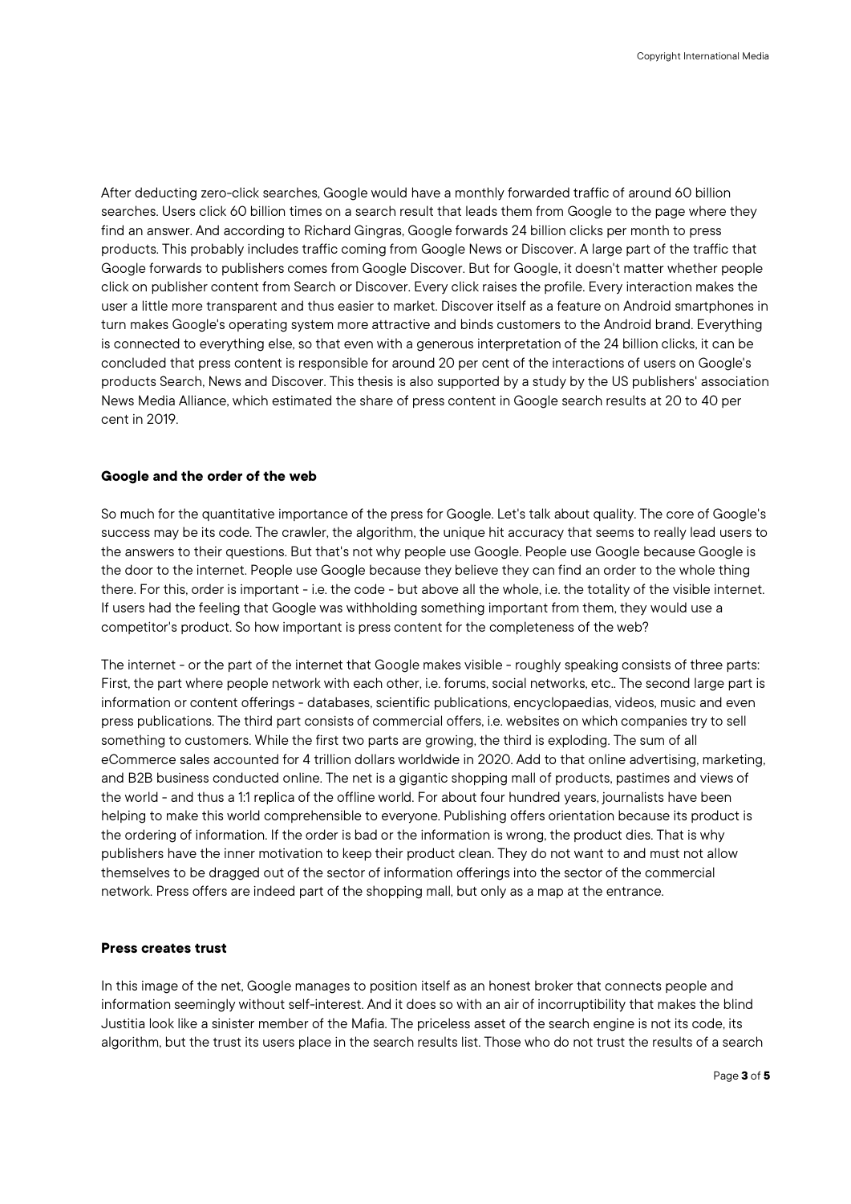After deducting zero-click searches, Google would have a monthly forwarded traffic of around 60 billion searches. Users click 60 billion times on a search result that leads them from Google to the page where they find an answer. And according to Richard Gingras, Google forwards 24 billion clicks per month to press products. This probably includes traffic coming from Google News or Discover. A large part of the traffic that Google forwards to publishers comes from Google Discover. But for Google, it doesn't matter whether people click on publisher content from Search or Discover. Every click raises the profile. Every interaction makes the user a little more transparent and thus easier to market. Discover itself as a feature on Android smartphones in turn makes Google's operating system more attractive and binds customers to the Android brand. Everything is connected to everything else, so that even with a generous interpretation of the 24 billion clicks, it can be concluded that press content is responsible for around 20 per cent of the interactions of users on Google's products Search, News and Discover. This thesis is also supported by a study by the US publishers' association News Media Alliance, which estimated the share of press content in Google search results at 20 to 40 per cent in 2019.

## Google and the order of the web

So much for the quantitative importance of the press for Google. Let's talk about quality. The core of Google's success may be its code. The crawler, the algorithm, the unique hit accuracy that seems to really lead users to the answers to their questions. But that's not why people use Google. People use Google because Google is the door to the internet. People use Google because they believe they can find an order to the whole thing there. For this, order is important - i.e. the code - but above all the whole, i.e. the totality of the visible internet. If users had the feeling that Google was withholding something important from them, they would use a competitor's product. So how important is press content for the completeness of the web?

The internet - or the part of the internet that Google makes visible - roughly speaking consists of three parts: First, the part where people network with each other, i.e. forums, social networks, etc.. The second large part is information or content offerings - databases, scientific publications, encyclopaedias, videos, music and even press publications. The third part consists of commercial offers, i.e. websites on which companies try to sell something to customers. While the first two parts are growing, the third is exploding. The sum of all eCommerce sales accounted for 4 trillion dollars worldwide in 2020. Add to that online advertising, marketing, and B2B business conducted online. The net is a gigantic shopping mall of products, pastimes and views of the world - and thus a 1:1 replica of the offline world. For about four hundred years, journalists have been helping to make this world comprehensible to everyone. Publishing offers orientation because its product is the ordering of information. If the order is bad or the information is wrong, the product dies. That is why publishers have the inner motivation to keep their product clean. They do not want to and must not allow themselves to be dragged out of the sector of information offerings into the sector of the commercial network. Press offers are indeed part of the shopping mall, but only as a map at the entrance.

## Press creates trust

In this image of the net, Google manages to position itself as an honest broker that connects people and information seemingly without self-interest. And it does so with an air of incorruptibility that makes the blind Justitia look like a sinister member of the Mafia. The priceless asset of the search engine is not its code, its algorithm, but the trust its users place in the search results list. Those who do not trust the results of a search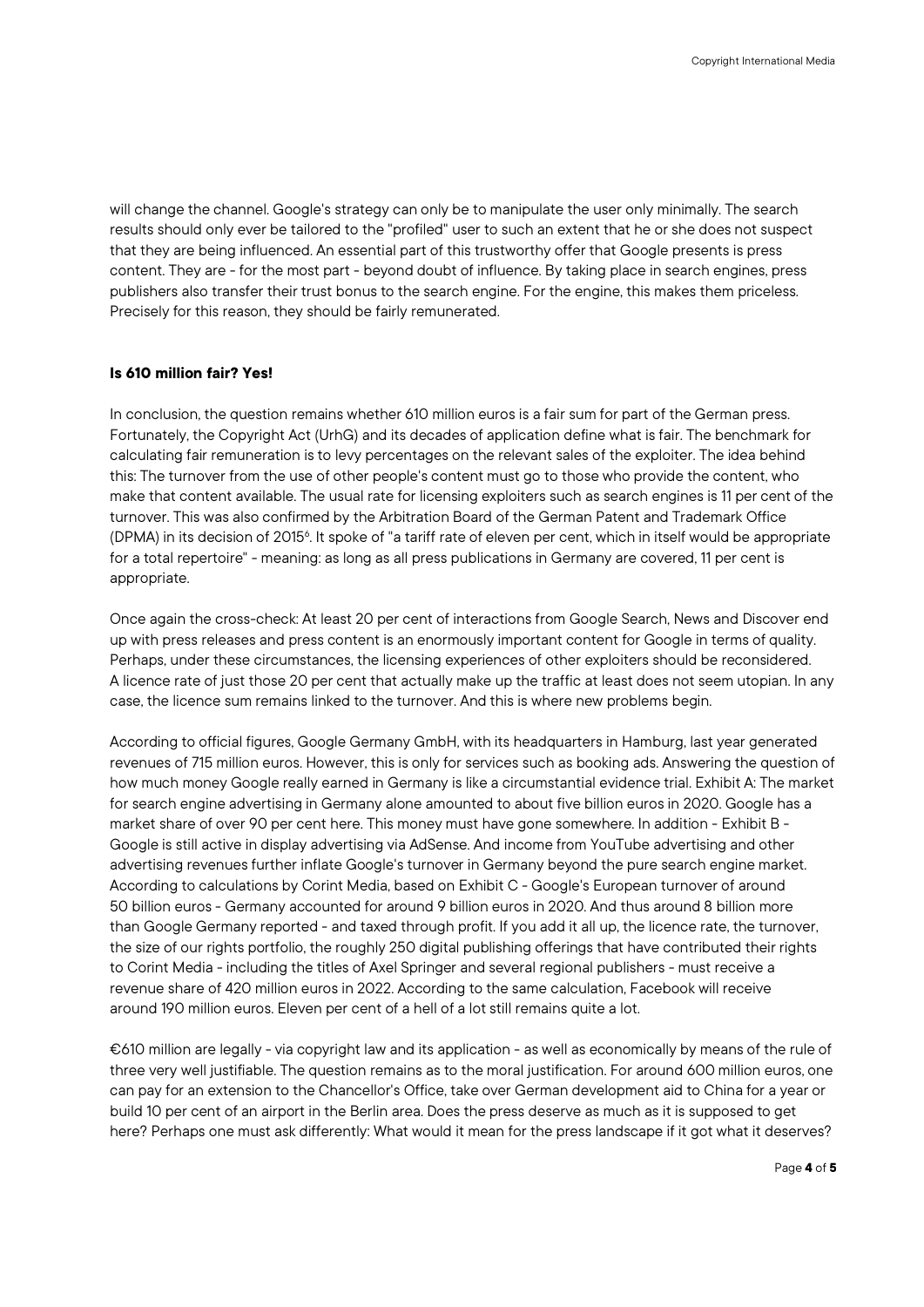will change the channel. Google's strategy can only be to manipulate the user only minimally. The search results should only ever be tailored to the "profiled" user to such an extent that he or she does not suspect that they are being influenced. An essential part of this trustworthy offer that Google presents is press content. They are - for the most part - beyond doubt of influence. By taking place in search engines, press publishers also transfer their trust bonus to the search engine. For the engine, this makes them priceless. Precisely for this reason, they should be fairly remunerated.

### Is 610 million fair? Yes!

In conclusion, the question remains whether 610 million euros is a fair sum for part of the German press. Fortunately, the Copyright Act (UrhG) and its decades of application define what is fair. The benchmark for calculating fair remuneration is to levy percentages on the relevant sales of the exploiter. The idea behind this: The turnover from the use of other people's content must go to those who provide the content, who make that content available. The usual rate for licensing exploiters such as search engines is 11 per cent of the turnover. This was also confirmed by the Arbitration Board of the German Patent and Trademark Office (DPMA) in its decision of 2015[6]. It spoke of "a tariff rate of eleven per cent, which in itself would be appropriate for a total repertoire" - meaning: as long as all press publications in Germany are covered, 11 per cent is appropriate.

Once again the cross-check: At least 20 per cent of interactions from Google Search, News and Discover end up with press releases and press content is an enormously important content for Google in terms of quality. Perhaps, under these circumstances, the licensing experiences of other exploiters should be reconsidered. A licence rate of just those 20 per cent that actually make up the traffic at least does not seem utopian. In any case, the licence sum remains linked to the turnover. And this is where new problems begin.

According to official figures, Google Germany GmbH, with its headquarters in Hamburg, last year generated revenues of 715 million euros. However, this is only for services such as booking ads. Answering the question of how much money Google really earned in Germany is like a circumstantial evidence trial. Exhibit A: The market for search engine advertising in Germany alone amounted to about five billion euros in 2020. Google has a market share of over 90 per cent here. This money must have gone somewhere. In addition - Exhibit B - Google is still active in display advertising via AdSense. And income from YouTube advertising and other advertising revenues further inflate Google's turnover in Germany beyond the pure search engine market. According to calculations by Corint Media, based on Exhibit C - Google's European turnover of around 50 billion euros - Germany accounted for around 9 billion euros in 2020. And thus around 8 billion more than Google Germany reported - and taxed through profit. If you add it all up, the licence rate, the turnover, the size of our rights portfolio, the roughly 250 digital publishing offerings that have contributed their rights to Corint Media - including the titles of Axel Springer and several regional publishers - must receive a revenue share of 420 million euros in 2022. According to the same calculation, Facebook will receive around 190 million euros. Eleven per cent of a hell of a lot still remains quite a lot.

€610 million are legally - via copyright law and its application - as well as economically by means of the rule of three very well justifiable. The question remains as to the moral justification. For around 600 million euros, one can pay for an extension to the Chancellor's Office, take over German development aid to China for a year or build 10 per cent of an airport in the Berlin area. Does the press deserve as much as it is supposed to get here? Perhaps one must ask differently: What would it mean for the press landscape if it got what it deserves?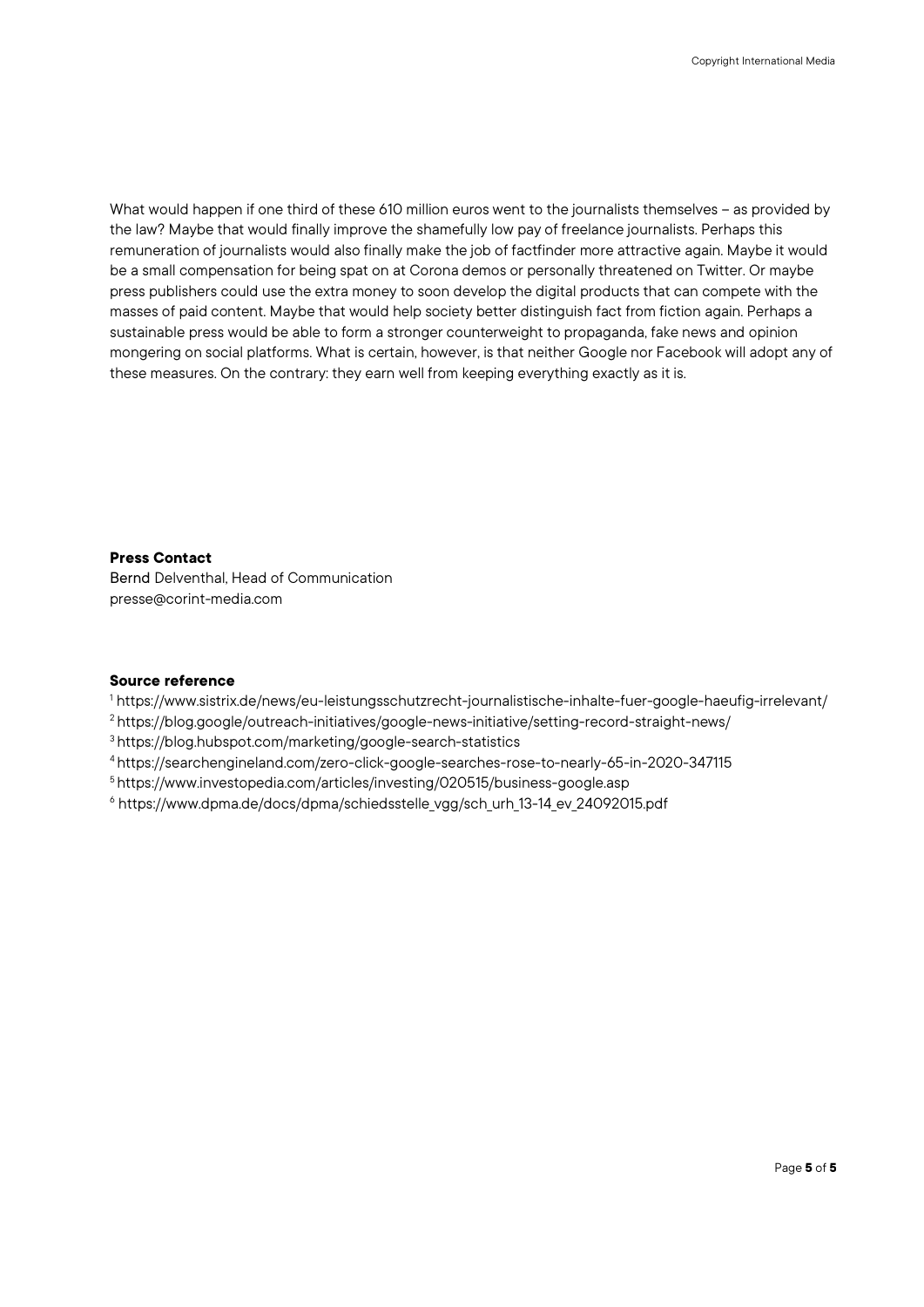What would happen if one third of these 610 million euros went to the journalists themselves – as provided by the law? Maybe that would finally improve the shamefully low pay of freelance journalists. Perhaps this remuneration of journalists would also finally make the job of factfinder more attractive again. Maybe it would be a small compensation for being spat on at Corona demos or personally threatened on Twitter. Or maybe press publishers could use the extra money to soon develop the digital products that can compete with the masses of paid content. Maybe that would help society better distinguish fact from fiction again. Perhaps a sustainable press would be able to form a stronger counterweight to propaganda, fake news and opinion mongering on social platforms. What is certain, however, is that neither Google nor Facebook will adopt any of these measures. On the contrary: they earn well from keeping everything exactly as it is.

**Press Contact**
Bernd Delventhal, Head of Communication
presse@corint-media.com

**Source reference**

[1] https://www.sistrix.de/news/eu-leistungsschutzrecht-journalistische-inhalte-fuer-google-haeufig-irrelevant/
[2] https://blog.google/outreach-initiatives/google-news-initiative/setting-record-straight-news/
[3] https://blog.hubspot.com/marketing/google-search-statistics
[4] https://searchengineland.com/zero-click-google-searches-rose-to-nearly-65-in-2020-347115
[5] https://www.investopedia.com/articles/investing/020515/business-google.asp
[6] https://www.dpma.de/docs/dpma/schiedsstelle_vgg/sch_urh_13-14_ev_24092015.pdf